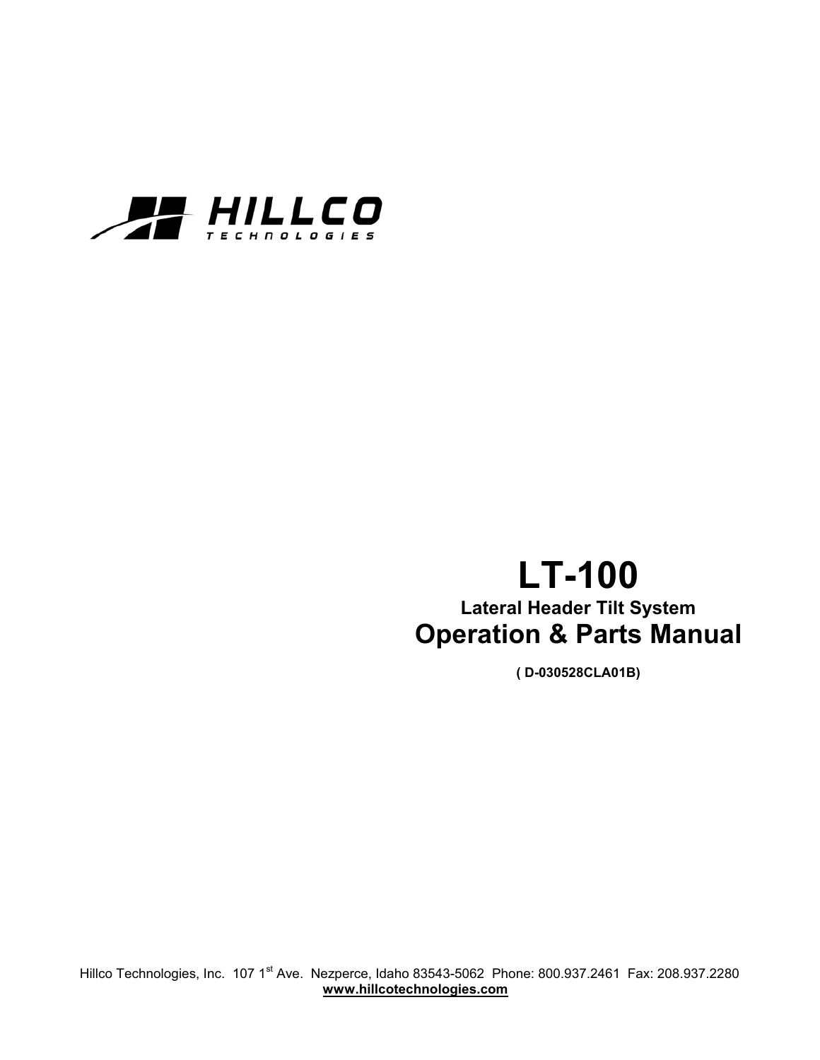HILLCO
TECHNOLOGIES

# LT-100

### Lateral Header Tilt System

## Operation & Parts Manual

**( D-030528CLA01B)**

Hillco Technologies, Inc. 107 1st Ave. Nezperce, Idaho 83543-5062 Phone: 800.937.2461 Fax: 208.937.2280
**www.hillcotechnologies.com**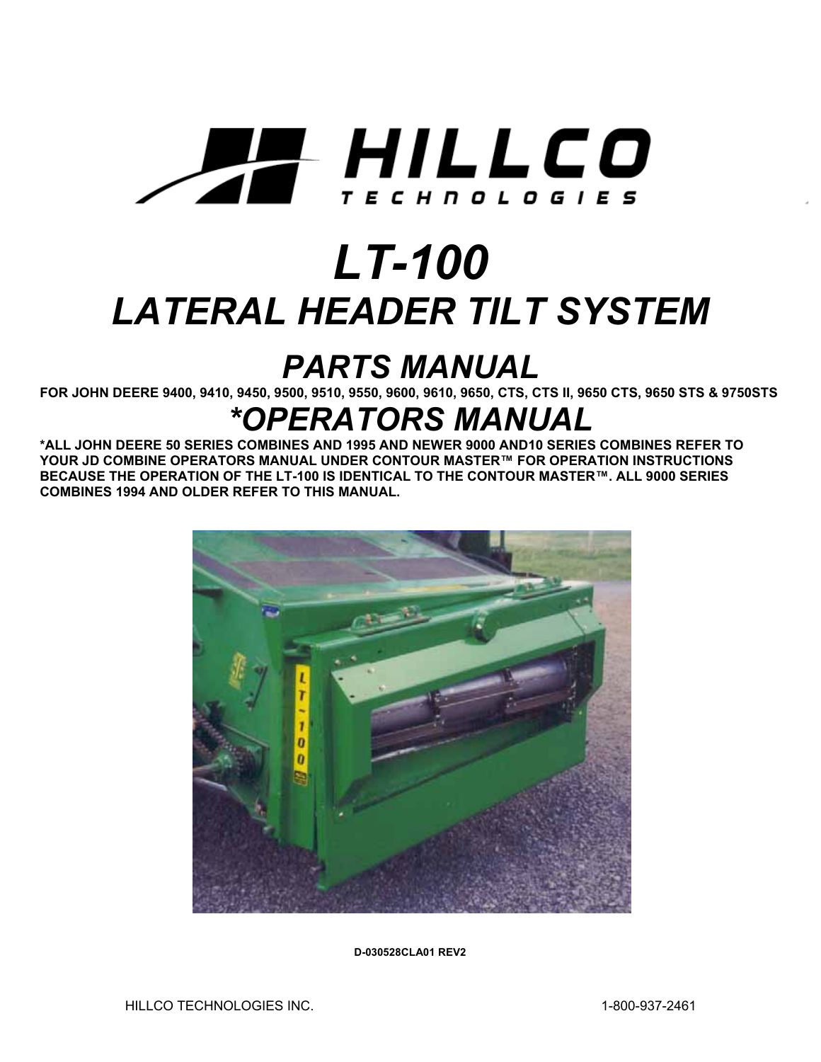# HILLCO TECHNOLOGIES

# *LT-100*

# *LATERAL HEADER TILT SYSTEM*

## *PARTS MANUAL*

**FOR JOHN DEERE 9400, 9410, 9450, 9500, 9510, 9550, 9600, 9610, 9650, CTS, CTS II, 9650 CTS, 9650 STS & 9750STS**

## **OPERATORS MANUAL*

***ALL JOHN DEERE 50 SERIES COMBINES AND 1995 AND NEWER 9000 AND10 SERIES COMBINES REFER TO YOUR JD COMBINE OPERATORS MANUAL UNDER CONTOUR MASTER™ FOR OPERATION INSTRUCTIONS BECAUSE THE OPERATION OF THE LT-100 IS IDENTICAL TO THE CONTOUR MASTER™. ALL 9000 SERIES COMBINES 1994 AND OLDER REFER TO THIS MANUAL.**

**D-030528CLA01 REV2**

HILLCO TECHNOLOGIES INC. 1-800-937-2461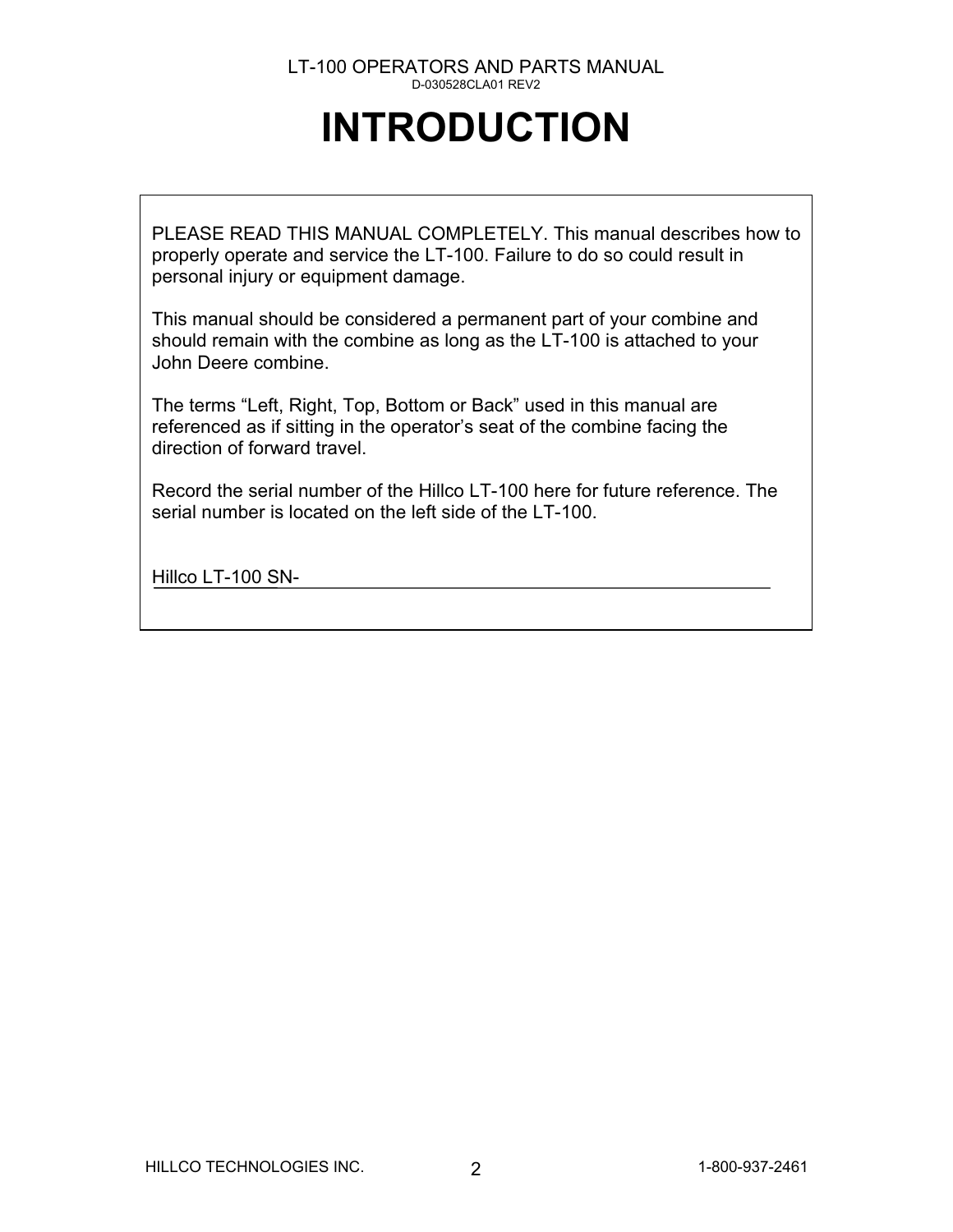# INTRODUCTION

PLEASE READ THIS MANUAL COMPLETELY. This manual describes how to properly operate and service the LT-100. Failure to do so could result in personal injury or equipment damage.

This manual should be considered a permanent part of your combine and should remain with the combine as long as the LT-100 is attached to your John Deere combine.

The terms "Left, Right, Top, Bottom or Back" used in this manual are referenced as if sitting in the operator's seat of the combine facing the direction of forward travel.

Record the serial number of the Hillco LT-100 here for future reference. The serial number is located on the left side of the LT-100.

Hillco LT-100 SN-\_\_\_\_\_\_\_\_\_\_\_\_\_\_\_\_\_\_\_\_\_\_\_\_\_\_\_\_\_\_\_\_\_\_\_\_\_\_\_\_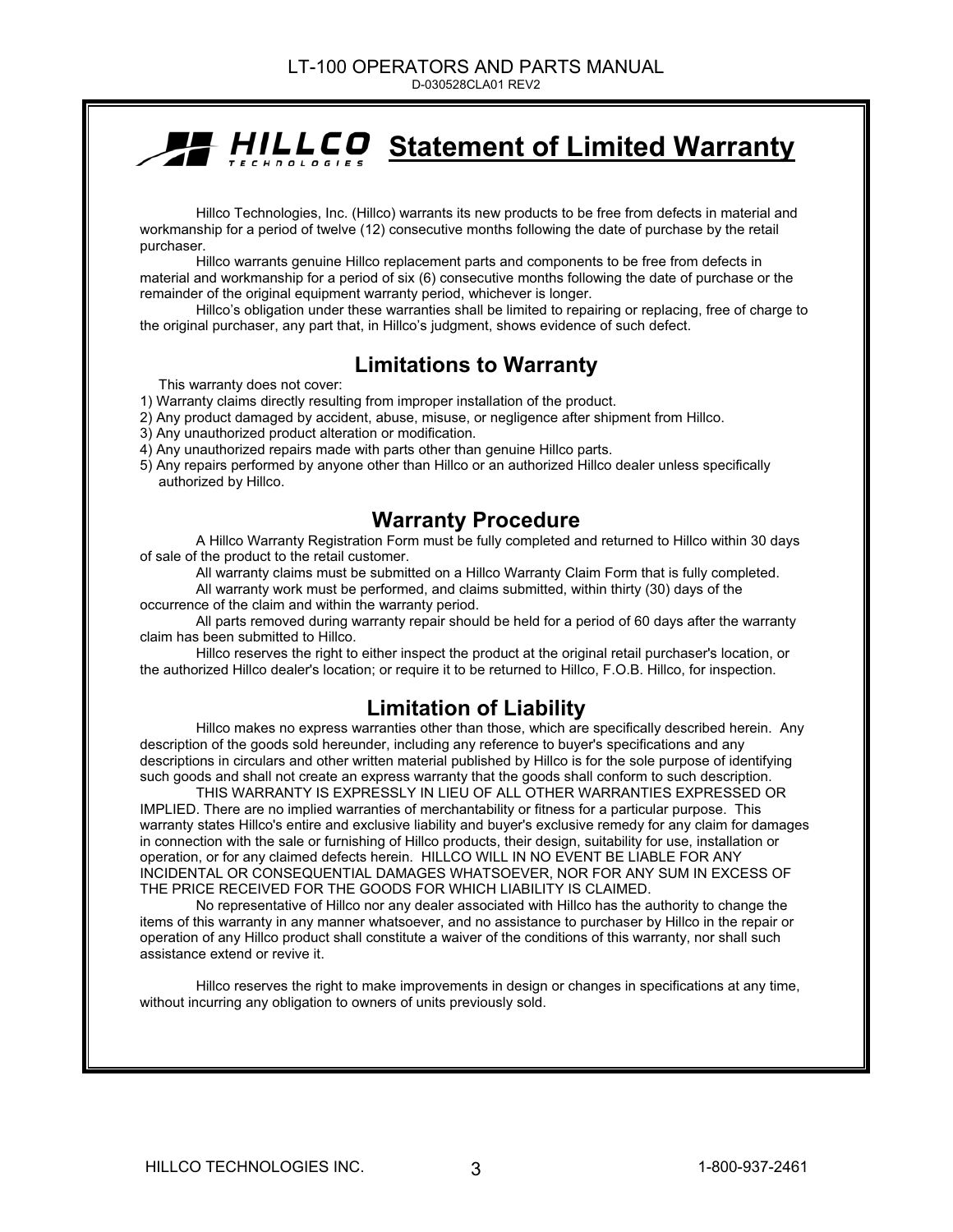# HILLCO TECHNOLOGIES Statement of Limited Warranty

Hillco Technologies, Inc. (Hillco) warrants its new products to be free from defects in material and workmanship for a period of twelve (12) consecutive months following the date of purchase by the retail purchaser.

Hillco warrants genuine Hillco replacement parts and components to be free from defects in material and workmanship for a period of six (6) consecutive months following the date of purchase or the remainder of the original equipment warranty period, whichever is longer.

Hillco's obligation under these warranties shall be limited to repairing or replacing, free of charge to the original purchaser, any part that, in Hillco's judgment, shows evidence of such defect.

## Limitations to Warranty

This warranty does not cover:

1) Warranty claims directly resulting from improper installation of the product.
2) Any product damaged by accident, abuse, misuse, or negligence after shipment from Hillco.
3) Any unauthorized product alteration or modification.
4) Any unauthorized repairs made with parts other than genuine Hillco parts.
5) Any repairs performed by anyone other than Hillco or an authorized Hillco dealer unless specifically authorized by Hillco.

## Warranty Procedure

A Hillco Warranty Registration Form must be fully completed and returned to Hillco within 30 days of sale of the product to the retail customer.

All warranty claims must be submitted on a Hillco Warranty Claim Form that is fully completed.

All warranty work must be performed, and claims submitted, within thirty (30) days of the occurrence of the claim and within the warranty period.

All parts removed during warranty repair should be held for a period of 60 days after the warranty claim has been submitted to Hillco.

Hillco reserves the right to either inspect the product at the original retail purchaser's location, or the authorized Hillco dealer's location; or require it to be returned to Hillco, F.O.B. Hillco, for inspection.

## Limitation of Liability

Hillco makes no express warranties other than those, which are specifically described herein. Any description of the goods sold hereunder, including any reference to buyer's specifications and any descriptions in circulars and other written material published by Hillco is for the sole purpose of identifying such goods and shall not create an express warranty that the goods shall conform to such description.

THIS WARRANTY IS EXPRESSLY IN LIEU OF ALL OTHER WARRANTIES EXPRESSED OR IMPLIED. There are no implied warranties of merchantability or fitness for a particular purpose. This warranty states Hillco's entire and exclusive liability and buyer's exclusive remedy for any claim for damages in connection with the sale or furnishing of Hillco products, their design, suitability for use, installation or operation, or for any claimed defects herein. HILLCO WILL IN NO EVENT BE LIABLE FOR ANY INCIDENTAL OR CONSEQUENTIAL DAMAGES WHATSOEVER, NOR FOR ANY SUM IN EXCESS OF THE PRICE RECEIVED FOR THE GOODS FOR WHICH LIABILITY IS CLAIMED.

No representative of Hillco nor any dealer associated with Hillco has the authority to change the items of this warranty in any manner whatsoever, and no assistance to purchaser by Hillco in the repair or operation of any Hillco product shall constitute a waiver of the conditions of this warranty, nor shall such assistance extend or revive it.

Hillco reserves the right to make improvements in design or changes in specifications at any time, without incurring any obligation to owners of units previously sold.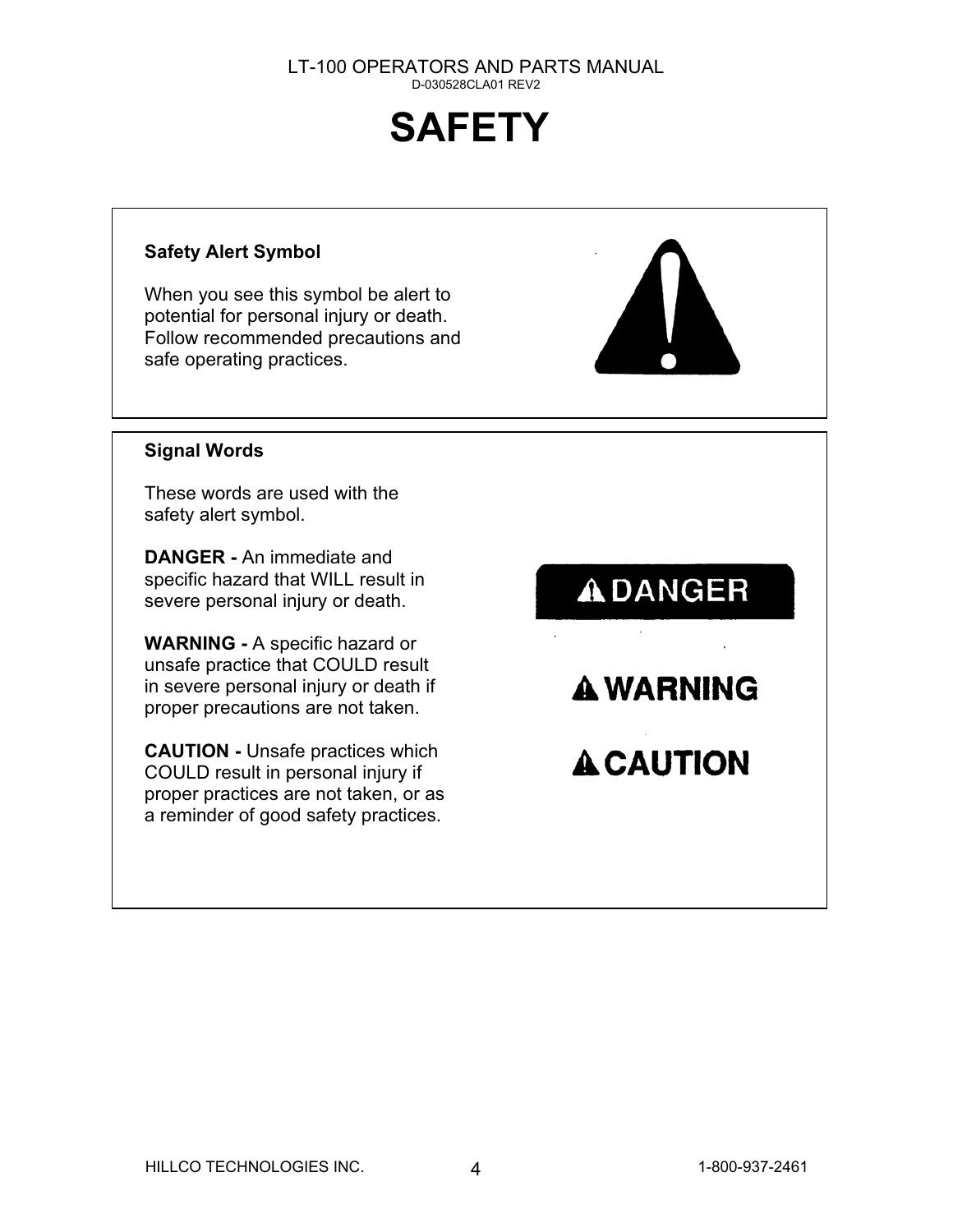# SAFETY

**Safety Alert Symbol**

When you see this symbol be alert to potential for personal injury or death. Follow recommended precautions and safe operating practices.

**Signal Words**

These words are used with the safety alert symbol.

**DANGER -** An immediate and specific hazard that WILL result in severe personal injury or death.

**WARNING -** A specific hazard or unsafe practice that COULD result in severe personal injury or death if proper precautions are not taken.

**CAUTION -** Unsafe practices which COULD result in personal injury if proper practices are not taken, or as a reminder of good safety practices.

DANGER

WARNING

CAUTION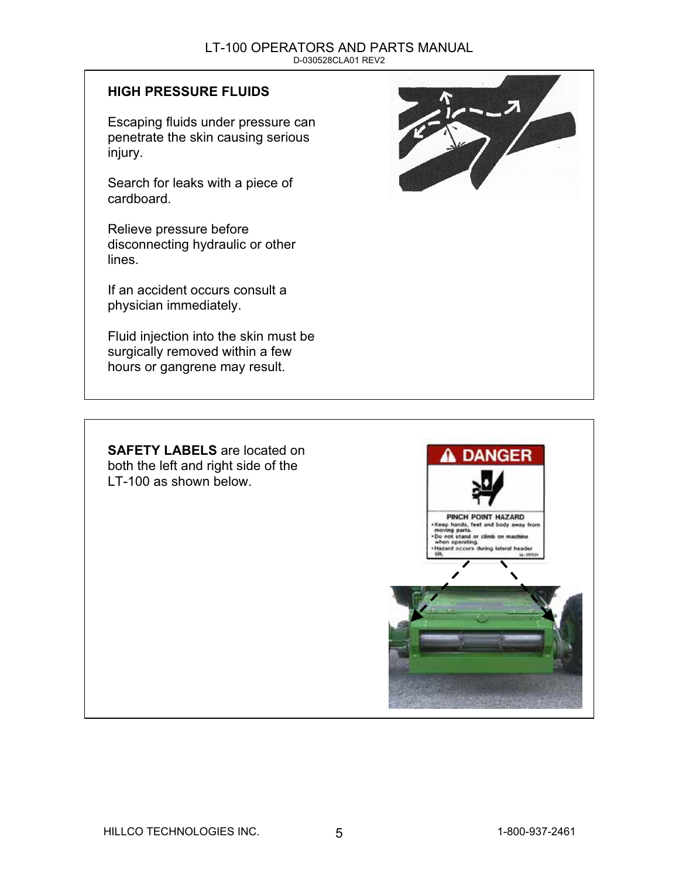## HIGH PRESSURE FLUIDS

Escaping fluids under pressure can penetrate the skin causing serious injury.

Search for leaks with a piece of cardboard.

Relieve pressure before disconnecting hydraulic or other lines.

If an accident occurs consult a physician immediately.

Fluid injection into the skin must be surgically removed within a few hours or gangrene may result.

**SAFETY LABELS** are located on both the left and right side of the LT-100 as shown below.

DANGER

PINCH POINT HAZARD

- Keep hands, feet and body away from moving parts.
- Do not stand or climb on machine when operating.
- Hazard occurs during lateral header tilt.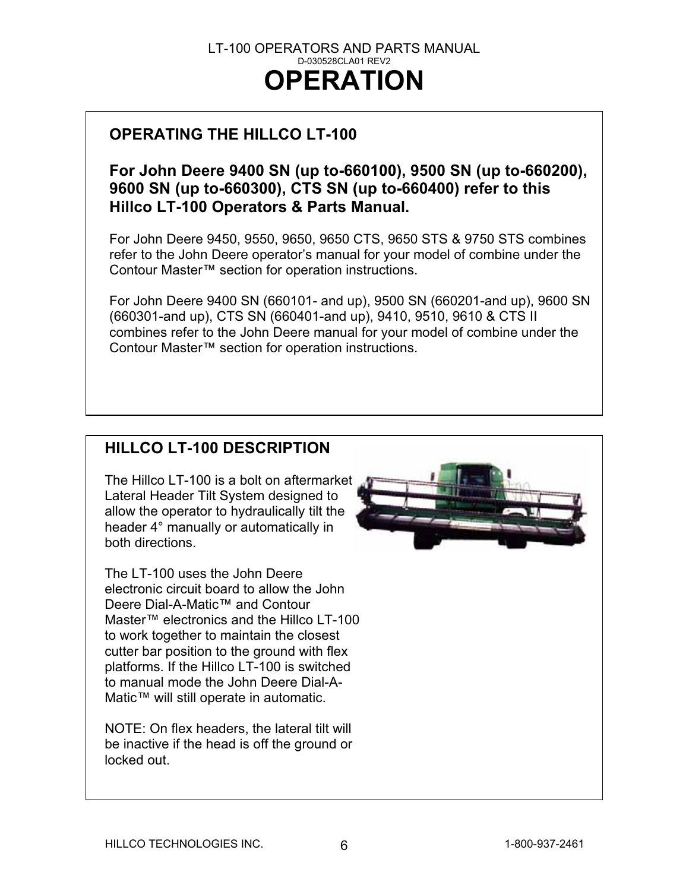# OPERATION

## OPERATING THE HILLCO LT-100

**For John Deere 9400 SN (up to-660100), 9500 SN (up to-660200), 9600 SN (up to-660300), CTS SN (up to-660400) refer to this Hillco LT-100 Operators & Parts Manual.**

For John Deere 9450, 9550, 9650, 9650 CTS, 9650 STS & 9750 STS combines refer to the John Deere operator's manual for your model of combine under the Contour Master™ section for operation instructions.

For John Deere 9400 SN (660101- and up), 9500 SN (660201-and up), 9600 SN (660301-and up), CTS SN (660401-and up), 9410, 9510, 9610 & CTS II combines refer to the John Deere manual for your model of combine under the Contour Master™ section for operation instructions.

## HILLCO LT-100 DESCRIPTION

The Hillco LT-100 is a bolt on aftermarket Lateral Header Tilt System designed to allow the operator to hydraulically tilt the header 4° manually or automatically in both directions.

The LT-100 uses the John Deere electronic circuit board to allow the John Deere Dial-A-Matic™ and Contour Master™ electronics and the Hillco LT-100 to work together to maintain the closest cutter bar position to the ground with flex platforms. If the Hillco LT-100 is switched to manual mode the John Deere Dial-A-Matic™ will still operate in automatic.

NOTE: On flex headers, the lateral tilt will be inactive if the head is off the ground or locked out.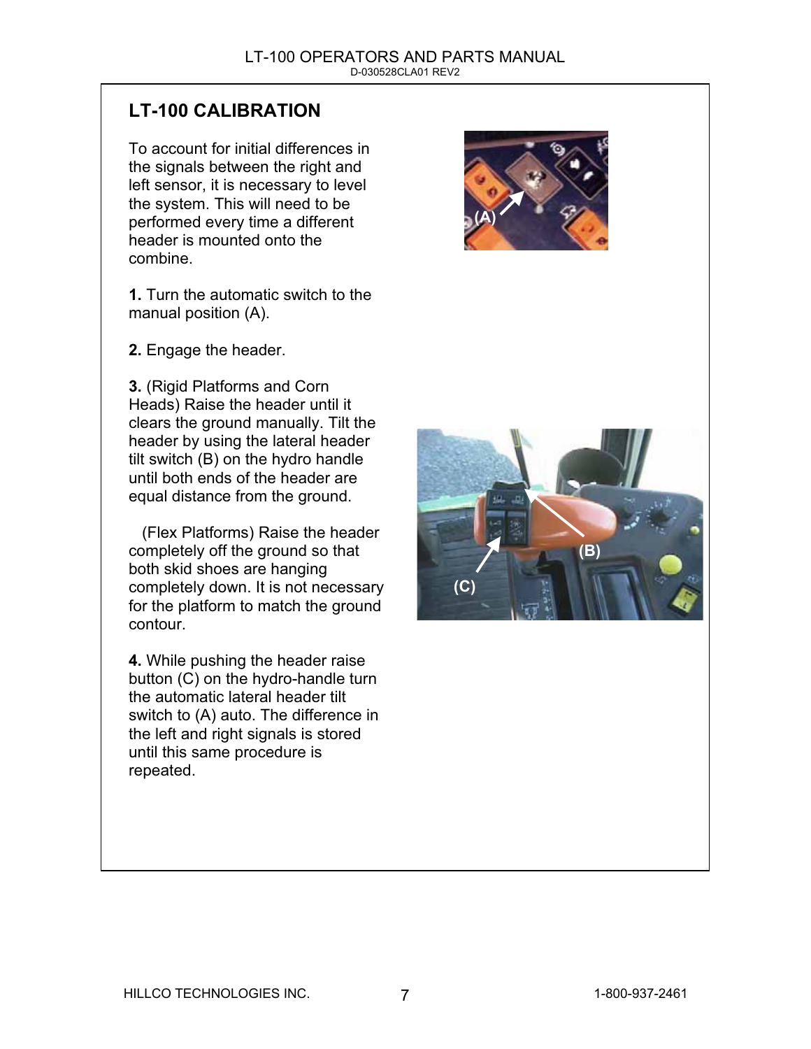## LT-100 CALIBRATION

To account for initial differences in the signals between the right and left sensor, it is necessary to level the system. This will need to be performed every time a different header is mounted onto the combine.

**1.** Turn the automatic switch to the manual position (A).

**2.** Engage the header.

**3.** (Rigid Platforms and Corn Heads) Raise the header until it clears the ground manually. Tilt the header by using the lateral header tilt switch (B) on the hydro handle until both ends of the header are equal distance from the ground.

(Flex Platforms) Raise the header completely off the ground so that both skid shoes are hanging completely down. It is not necessary for the platform to match the ground contour.

**4.** While pushing the header raise button (C) on the hydro-handle turn the automatic lateral header tilt switch to (A) auto. The difference in the left and right signals is stored until this same procedure is repeated.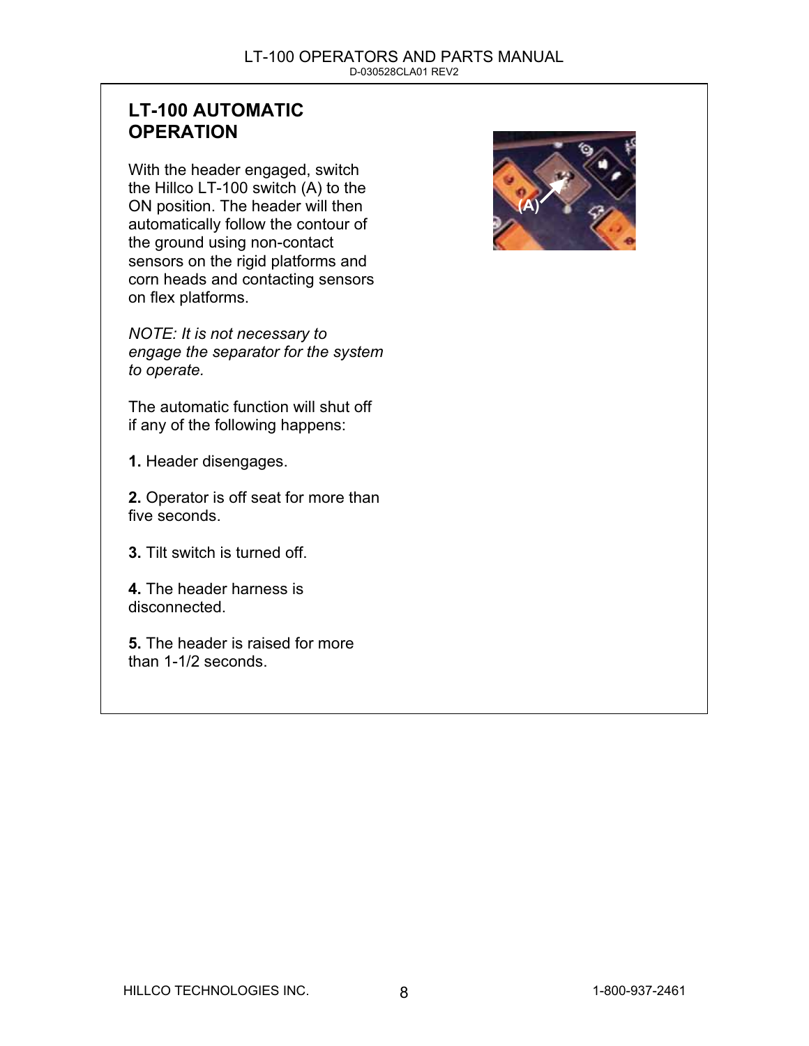## LT-100 AUTOMATIC OPERATION

With the header engaged, switch the Hillco LT-100 switch (A) to the ON position. The header will then automatically follow the contour of the ground using non-contact sensors on the rigid platforms and corn heads and contacting sensors on flex platforms.

*NOTE: It is not necessary to engage the separator for the system to operate.*

The automatic function will shut off if any of the following happens:

**1.** Header disengages.

**2.** Operator is off seat for more than five seconds.

**3.** Tilt switch is turned off.

**4.** The header harness is disconnected.

**5.** The header is raised for more than 1-1/2 seconds.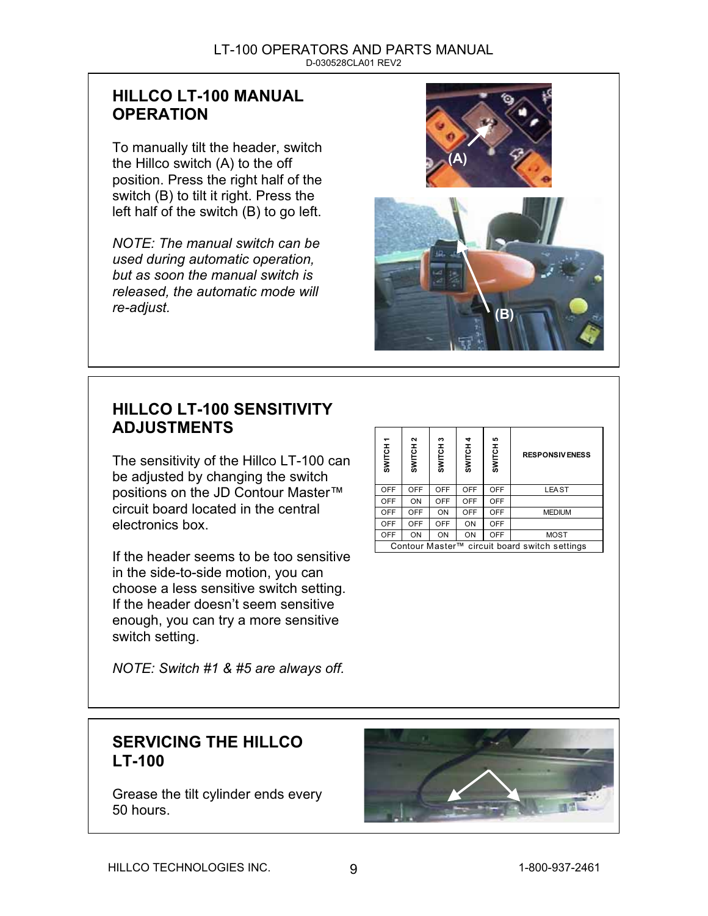## HILLCO LT-100 MANUAL OPERATION

To manually tilt the header, switch the Hillco switch (A) to the off position. Press the right half of the switch (B) to tilt it right. Press the left half of the switch (B) to go left.

*NOTE: The manual switch can be used during automatic operation, but as soon the manual switch is released, the automatic mode will re-adjust.*

## HILLCO LT-100 SENSITIVITY ADJUSTMENTS

The sensitivity of the Hillco LT-100 can be adjusted by changing the switch positions on the JD Contour Master™ circuit board located in the central electronics box.

If the header seems to be too sensitive in the side-to-side motion, you can choose a less sensitive switch setting. If the header doesn't seem sensitive enough, you can try a more sensitive switch setting.

*NOTE: Switch #1 & #5 are always off.*

| SWITCH 1 | SWITCH 2 | SWITCH 3 | SWITCH 4 | SWITCH 5 | RESPONSIVENESS |
|---|---|---|---|---|---|
| OFF | OFF | OFF | OFF | OFF | LEAST |
| OFF | ON | OFF | OFF | OFF | |
| OFF | OFF | ON | OFF | OFF | MEDIUM |
| OFF | OFF | OFF | ON | OFF | |
| OFF | ON | ON | ON | OFF | MOST |

Contour Master™ circuit board switch settings

## SERVICING THE HILLCO LT-100

Grease the tilt cylinder ends every 50 hours.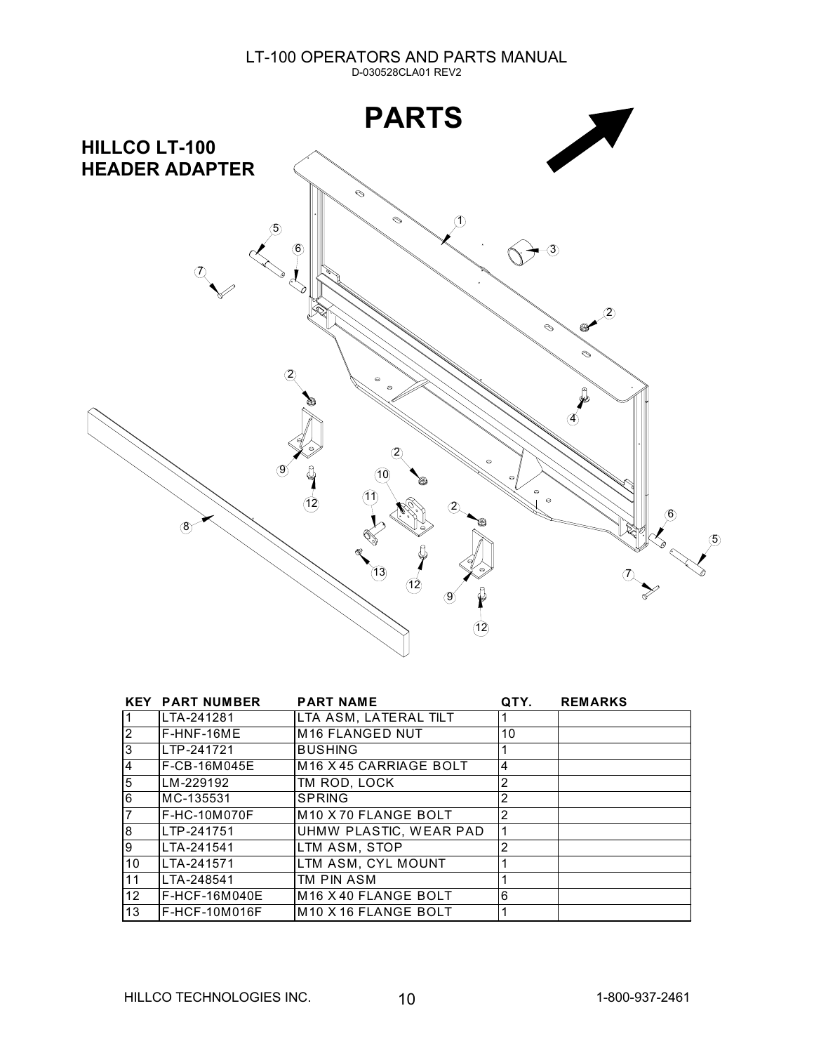# PARTS

## HILLCO LT-100 HEADER ADAPTER

| KEY | PART NUMBER | PART NAME | QTY. | REMARKS |
|---|---|---|---|---|
| 1 | LTA-241281 | LTA ASM, LATERAL TILT | 1 | |
| 2 | F-HNF-16ME | M16 FLANGED NUT | 10 | |
| 3 | LTP-241721 | BUSHING | 1 | |
| 4 | F-CB-16M045E | M16 X 45 CARRIAGE BOLT | 4 | |
| 5 | LM-229192 | TM ROD, LOCK | 2 | |
| 6 | MC-135531 | SPRING | 2 | |
| 7 | F-HC-10M070F | M10 X 70 FLANGE BOLT | 2 | |
| 8 | LTP-241751 | UHMW PLASTIC, WEAR PAD | 1 | |
| 9 | LTA-241541 | LTM ASM, STOP | 2 | |
| 10 | LTA-241571 | LTM ASM, CYL MOUNT | 1 | |
| 11 | LTA-248541 | TM PIN ASM | 1 | |
| 12 | F-HCF-16M040E | M16 X 40 FLANGE BOLT | 6 | |
| 13 | F-HCF-10M016F | M10 X 16 FLANGE BOLT | 1 | |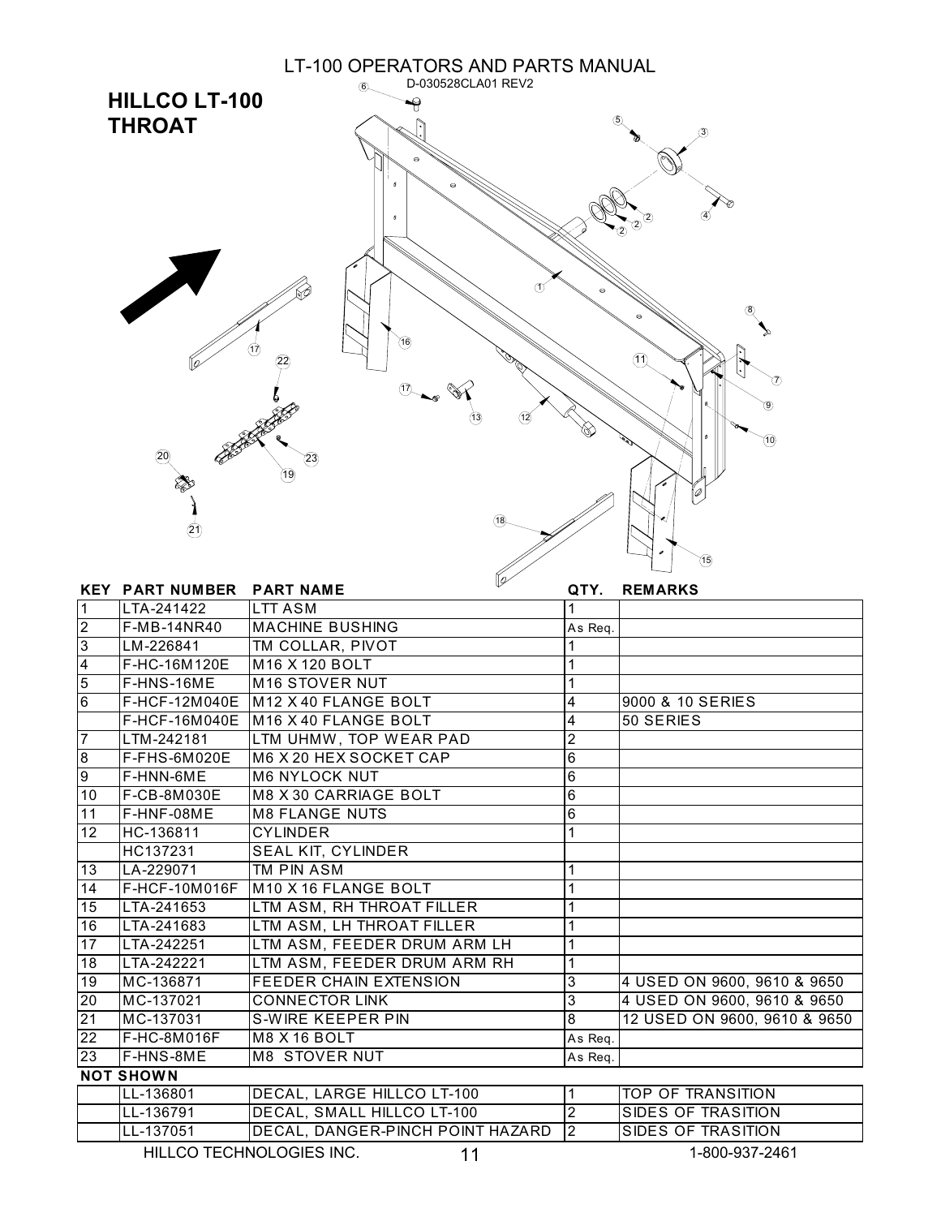# HILLCO LT-100 THROAT

D-030528CLA01 REV2

| KEY | PART NUMBER | PART NAME | QTY. | REMARKS |
|---|---|---|---|---|
| 1 | LTA-241422 | LTT ASM | 1 | |
| 2 | F-MB-14NR40 | MACHINE BUSHING | As Req. | |
| 3 | LM-226841 | TM COLLAR, PIVOT | 1 | |
| 4 | F-HC-16M120E | M16 X 120 BOLT | 1 | |
| 5 | F-HNS-16ME | M16 STOVER NUT | 1 | |
| 6 | F-HCF-12M040E | M12 X 40 FLANGE BOLT | 4 | 9000 & 10 SERIES |
| | F-HCF-16M040E | M16 X 40 FLANGE BOLT | 4 | 50 SERIES |
| 7 | LTM-242181 | LTM UHMW, TOP WEAR PAD | 2 | |
| 8 | F-FHS-6M020E | M6 X 20 HEX SOCKET CAP | 6 | |
| 9 | F-HNN-6ME | M6 NYLOCK NUT | 6 | |
| 10 | F-CB-8M030E | M8 X 30 CARRIAGE BOLT | 6 | |
| 11 | F-HNF-08ME | M8 FLANGE NUTS | 6 | |
| 12 | HC-136811 | CYLINDER | 1 | |
| | HC137231 | SEAL KIT, CYLINDER | | |
| 13 | LA-229071 | TM PIN ASM | 1 | |
| 14 | F-HCF-10M016F | M10 X 16 FLANGE BOLT | 1 | |
| 15 | LTA-241653 | LTM ASM, RH THROAT FILLER | 1 | |
| 16 | LTA-241683 | LTM ASM, LH THROAT FILLER | 1 | |
| 17 | LTA-242251 | LTM ASM, FEEDER DRUM ARM LH | 1 | |
| 18 | LTA-242221 | LTM ASM, FEEDER DRUM ARM RH | 1 | |
| 19 | MC-136871 | FEEDER CHAIN EXTENSION | 3 | 4 USED ON 9600, 9610 & 9650 |
| 20 | MC-137021 | CONNECTOR LINK | 3 | 4 USED ON 9600, 9610 & 9650 |
| 21 | MC-137031 | S-WIRE KEEPER PIN | 8 | 12 USED ON 9600, 9610 & 9650 |
| 22 | F-HC-8M016F | M8 X 16 BOLT | As Req. | |
| 23 | F-HNS-8ME | M8 STOVER NUT | As Req. | |
| **NOT SHOWN** | | | | |
| | LL-136801 | DECAL, LARGE HILLCO LT-100 | 1 | TOP OF TRANSITION |
| | LL-136791 | DECAL, SMALL HILLCO LT-100 | 2 | SIDES OF TRASITION |
| | LL-137051 | DECAL, DANGER-PINCH POINT HAZARD | 2 | SIDES OF TRASITION |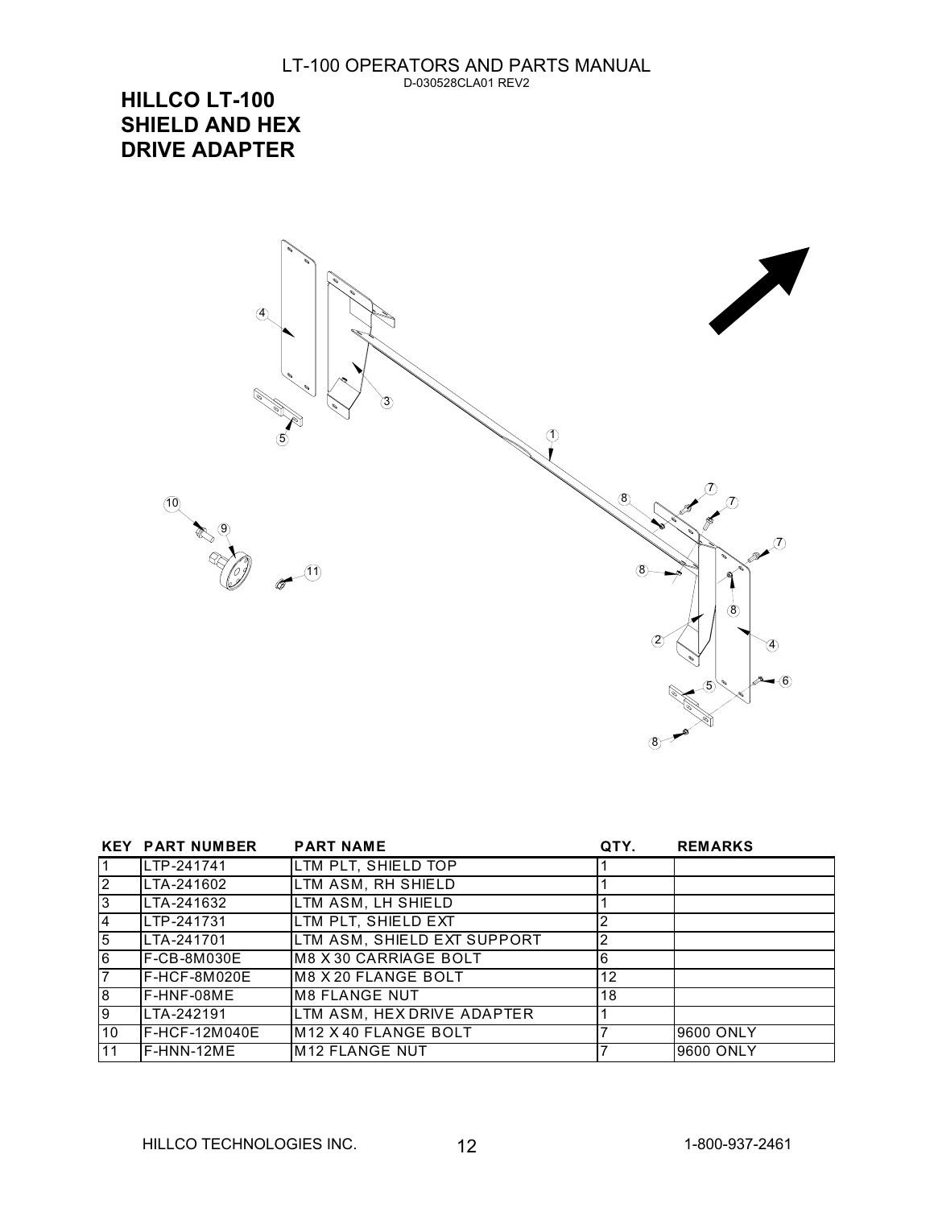# HILLCO LT-100 SHIELD AND HEX DRIVE ADAPTER

| KEY | PART NUMBER | PART NAME | QTY. | REMARKS |
|---|---|---|---|---|
| 1 | LTP-241741 | LTM PLT, SHIELD TOP | 1 | |
| 2 | LTA-241602 | LTM ASM, RH SHIELD | 1 | |
| 3 | LTA-241632 | LTM ASM, LH SHIELD | 1 | |
| 4 | LTP-241731 | LTM PLT, SHIELD EXT | 2 | |
| 5 | LTA-241701 | LTM ASM, SHIELD EXT SUPPORT | 2 | |
| 6 | F-CB-8M030E | M8 X 30 CARRIAGE BOLT | 6 | |
| 7 | F-HCF-8M020E | M8 X 20 FLANGE BOLT | 12 | |
| 8 | F-HNF-08ME | M8 FLANGE NUT | 18 | |
| 9 | LTA-242191 | LTM ASM, HEX DRIVE ADAPTER | 1 | |
| 10 | F-HCF-12M040E | M12 X 40 FLANGE BOLT | 7 | 9600 ONLY |
| 11 | F-HNN-12ME | M12 FLANGE NUT | 7 | 9600 ONLY |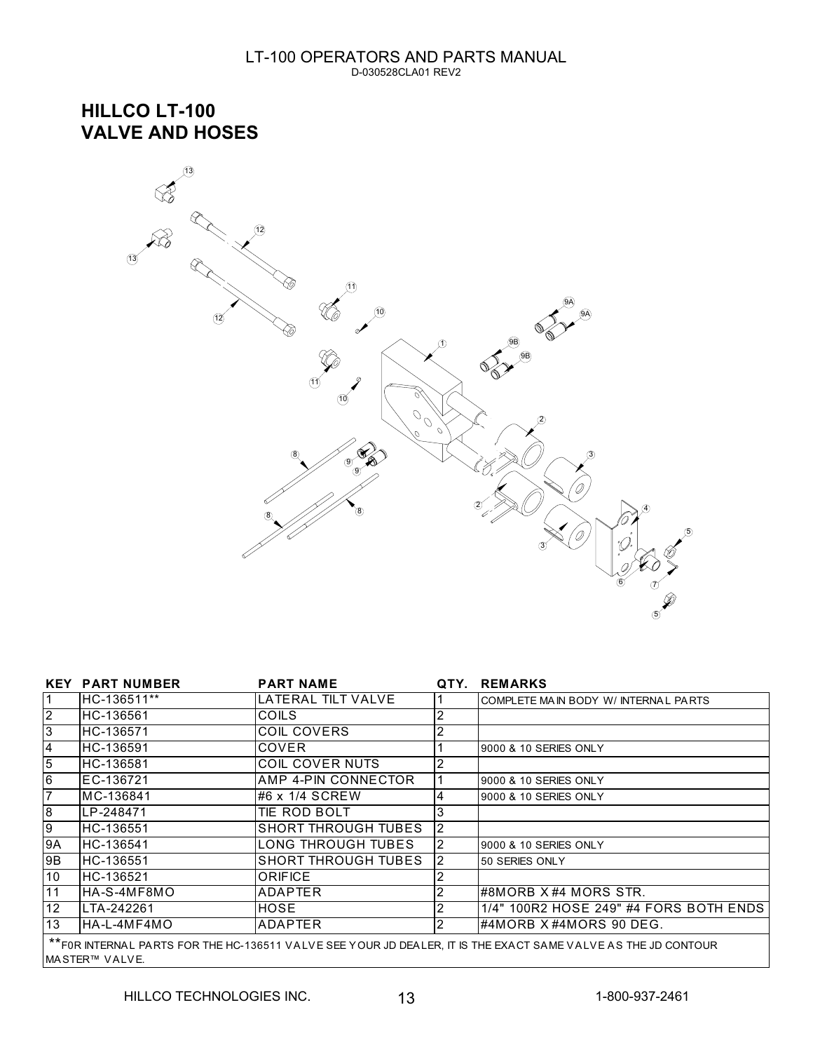# HILLCO LT-100
# VALVE AND HOSES

| KEY | PART NUMBER | PART NAME | QTY. | REMARKS |
|---|---|---|---|---|
| 1 | HC-136511** | LATERAL TILT VALVE | 1 | COMPLETE MAIN BODY W/ INTERNAL PARTS |
| 2 | HC-136561 | COILS | 2 | |
| 3 | HC-136571 | COIL COVERS | 2 | |
| 4 | HC-136591 | COVER | 1 | 9000 & 10 SERIES ONLY |
| 5 | HC-136581 | COIL COVER NUTS | 2 | |
| 6 | EC-136721 | AMP 4-PIN CONNECTOR | 1 | 9000 & 10 SERIES ONLY |
| 7 | MC-136841 | #6 x 1/4 SCREW | 4 | 9000 & 10 SERIES ONLY |
| 8 | LP-248471 | TIE ROD BOLT | 3 | |
| 9 | HC-136551 | SHORT THROUGH TUBES | 2 | |
| 9A | HC-136541 | LONG THROUGH TUBES | 2 | 9000 & 10 SERIES ONLY |
| 9B | HC-136551 | SHORT THROUGH TUBES | 2 | 50 SERIES ONLY |
| 10 | HC-136521 | ORIFICE | 2 | |
| 11 | HA-S-4MF8MO | ADAPTER | 2 | #8MORB X #4 MORS STR. |
| 12 | LTA-242261 | HOSE | 2 | 1/4" 100R2 HOSE 249" #4 FORS BOTH ENDS |
| 13 | HA-L-4MF4MO | ADAPTER | 2 | #4MORB X #4MORS 90 DEG. |

**F0R INTERNAL PARTS FOR THE HC-136511 VALVE SEE YOUR JD DEALER, IT IS THE EXACT SAME VALVE AS THE JD CONTOUR MASTER™ VALVE.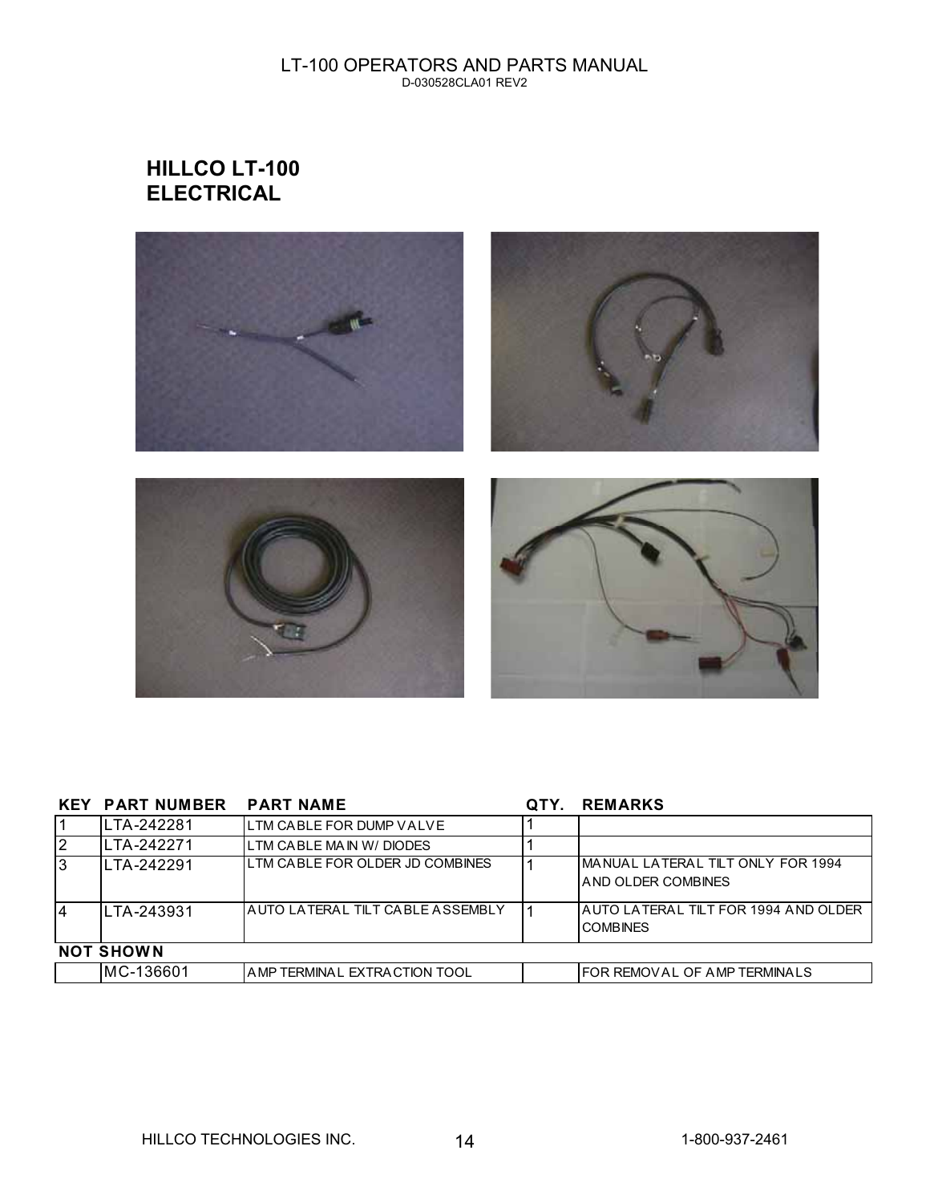## HILLCO LT-100
## ELECTRICAL

| KEY | PART NUMBER | PART NAME | QTY. | REMARKS |
|---|---|---|---|---|
| 1 | LTA-242281 | LTM CABLE FOR DUMP VALVE | 1 | |
| 2 | LTA-242271 | LTM CABLE MAIN W/ DIODES | 1 | |
| 3 | LTA-242291 | LTM CABLE FOR OLDER JD COMBINES | 1 | MANUAL LATERAL TILT ONLY FOR 1994 AND OLDER COMBINES |
| 4 | LTA-243931 | AUTO LATERAL TILT CABLE ASSEMBLY | 1 | AUTO LATERAL TILT FOR 1994 AND OLDER COMBINES |
| **NOT SHOWN** | | | | |
| | MC-136601 | AMP TERMINAL EXTRACTION TOOL | | FOR REMOVAL OF AMP TERMINALS |